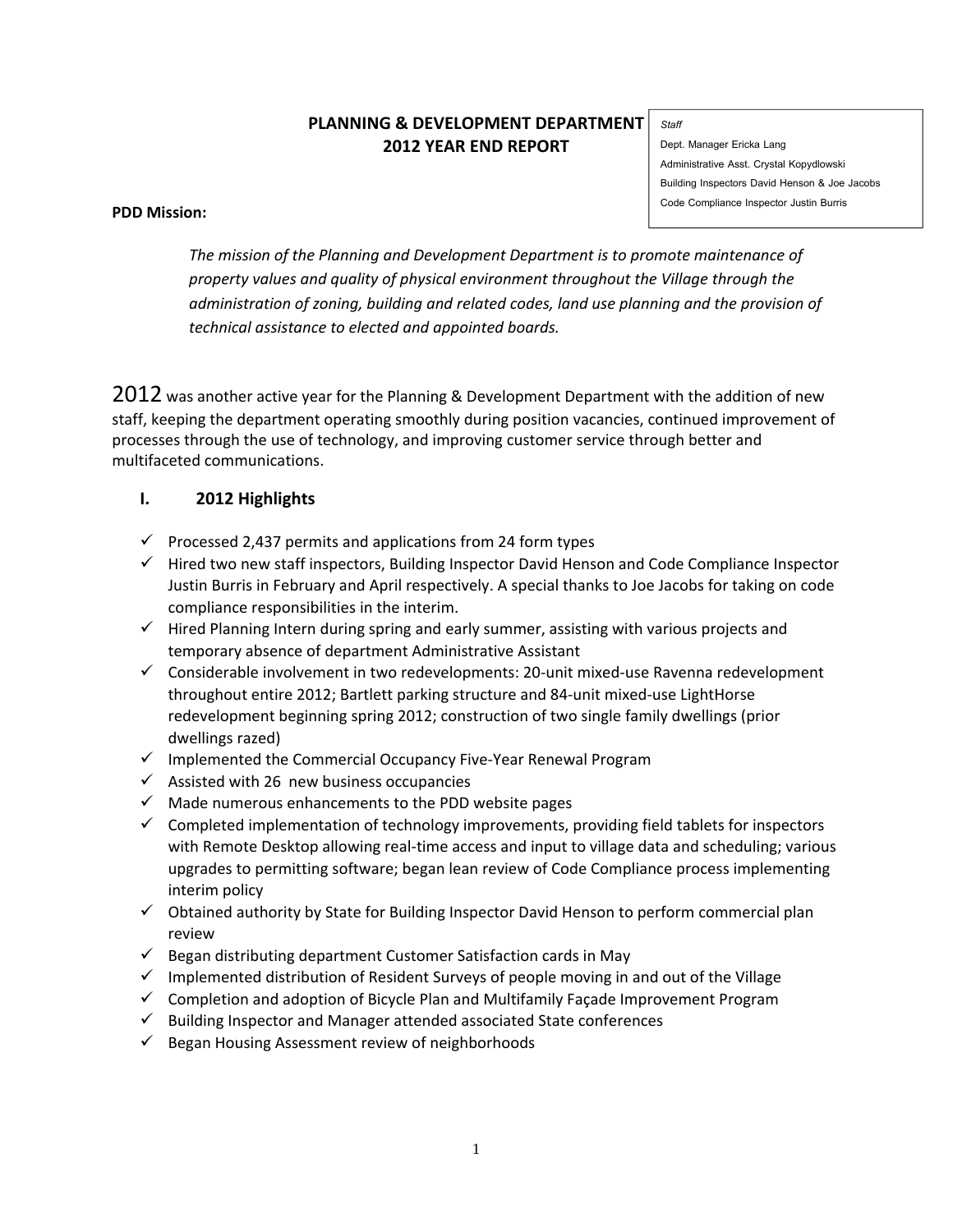# PLANNING & DEVELOPMENT DEPARTMENT
# 2012 YEAR END REPORT

*Staff*

Dept. Manager Ericka Lang
Administrative Asst. Crystal Kopydlowski
Building Inspectors David Henson & Joe Jacobs
Code Compliance Inspector Justin Burris

**PDD Mission:**

*The mission of the Planning and Development Department is to promote maintenance of property values and quality of physical environment throughout the Village through the administration of zoning, building and related codes, land use planning and the provision of technical assistance to elected and appointed boards.*

2012 was another active year for the Planning & Development Department with the addition of new staff, keeping the department operating smoothly during position vacancies, continued improvement of processes through the use of technology, and improving customer service through better and multifaceted communications.

## I. 2012 Highlights

- ✓ Processed 2,437 permits and applications from 24 form types
- ✓ Hired two new staff inspectors, Building Inspector David Henson and Code Compliance Inspector Justin Burris in February and April respectively. A special thanks to Joe Jacobs for taking on code compliance responsibilities in the interim.
- ✓ Hired Planning Intern during spring and early summer, assisting with various projects and temporary absence of department Administrative Assistant
- ✓ Considerable involvement in two redevelopments: 20-unit mixed-use Ravenna redevelopment throughout entire 2012; Bartlett parking structure and 84-unit mixed-use LightHorse redevelopment beginning spring 2012; construction of two single family dwellings (prior dwellings razed)
- ✓ Implemented the Commercial Occupancy Five-Year Renewal Program
- ✓ Assisted with 26 new business occupancies
- ✓ Made numerous enhancements to the PDD website pages
- ✓ Completed implementation of technology improvements, providing field tablets for inspectors with Remote Desktop allowing real-time access and input to village data and scheduling; various upgrades to permitting software; began lean review of Code Compliance process implementing interim policy
- ✓ Obtained authority by State for Building Inspector David Henson to perform commercial plan review
- ✓ Began distributing department Customer Satisfaction cards in May
- ✓ Implemented distribution of Resident Surveys of people moving in and out of the Village
- ✓ Completion and adoption of Bicycle Plan and Multifamily Façade Improvement Program
- ✓ Building Inspector and Manager attended associated State conferences
- ✓ Began Housing Assessment review of neighborhoods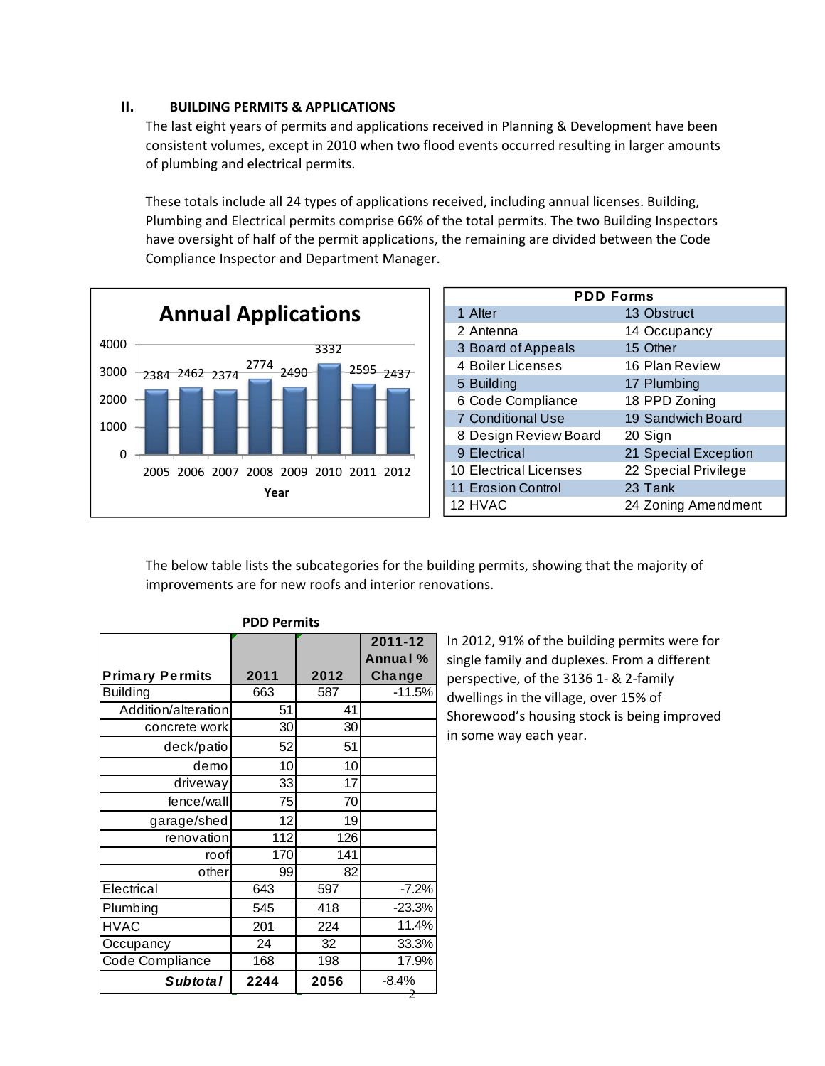## II. BUILDING PERMITS & APPLICATIONS

The last eight years of permits and applications received in Planning & Development have been consistent volumes, except in 2010 when two flood events occurred resulting in larger amounts of plumbing and electrical permits.

These totals include all 24 types of applications received, including annual licenses. Building, Plumbing and Electrical permits comprise 66% of the total permits. The two Building Inspectors have oversight of half of the permit applications, the remaining are divided between the Code Compliance Inspector and Department Manager.

**Annual Applications**

| Year | Applications |
|---|---|
| 2005 | 2384 |
| 2006 | 2462 |
| 2007 | 2374 |
| 2008 | 2774 |
| 2009 | 2490 |
| 2010 | 3332 |
| 2011 | 2595 |
| 2012 | 2437 |

| PDD Forms | |
|---|---|
| 1 Alter | 13 Obstruct |
| 2 Antenna | 14 Occupancy |
| 3 Board of Appeals | 15 Other |
| 4 Boiler Licenses | 16 Plan Review |
| 5 Building | 17 Plumbing |
| 6 Code Compliance | 18 PPD Zoning |
| 7 Conditional Use | 19 Sandwich Board |
| 8 Design Review Board | 20 Sign |
| 9 Electrical | 21 Special Exception |
| 10 Electrical Licenses | 22 Special Privilege |
| 11 Erosion Control | 23 Tank |
| 12 HVAC | 24 Zoning Amendment |

The below table lists the subcategories for the building permits, showing that the majority of improvements are for new roofs and interior renovations.

**PDD Permits**

| Primary Permits | 2011 | 2012 | 2011-12 Annual % Change |
|---|---|---|---|
| Building | 663 | 587 | -11.5% |
| Addition/alteration | 51 | 41 | |
| concrete work | 30 | 30 | |
| deck/patio | 52 | 51 | |
| demo | 10 | 10 | |
| driveway | 33 | 17 | |
| fence/wall | 75 | 70 | |
| garage/shed | 12 | 19 | |
| renovation | 112 | 126 | |
| roof | 170 | 141 | |
| other | 99 | 82 | |
| Electrical | 643 | 597 | -7.2% |
| Plumbing | 545 | 418 | -23.3% |
| HVAC | 201 | 224 | 11.4% |
| Occupancy | 24 | 32 | 33.3% |
| Code Compliance | 168 | 198 | 17.9% |
| ***Subtotal*** | **2244** | **2056** | -8.4% |

In 2012, 91% of the building permits were for single family and duplexes. From a different perspective, of the 3136 1- & 2-family dwellings in the village, over 15% of Shorewood's housing stock is being improved in some way each year.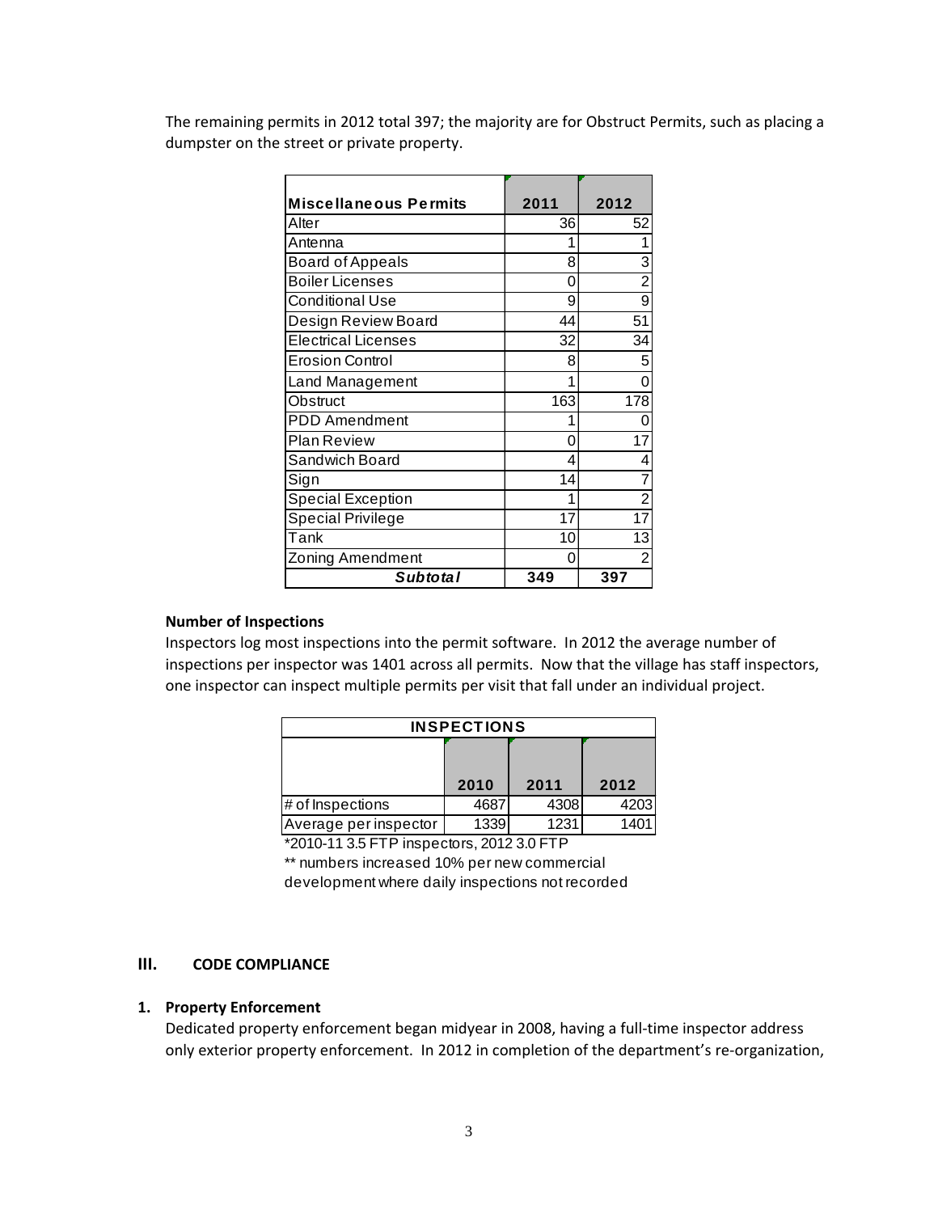The remaining permits in 2012 total 397; the majority are for Obstruct Permits, such as placing a dumpster on the street or private property.

| Miscellaneous Permits | 2011 | 2012 |
|---|---|---|
| Alter | 36 | 52 |
| Antenna | 1 | 1 |
| Board of Appeals | 8 | 3 |
| Boiler Licenses | 0 | 2 |
| Conditional Use | 9 | 9 |
| Design Review Board | 44 | 51 |
| Electrical Licenses | 32 | 34 |
| Erosion Control | 8 | 5 |
| Land Management | 1 | 0 |
| Obstruct | 163 | 178 |
| PDD Amendment | 1 | 0 |
| Plan Review | 0 | 17 |
| Sandwich Board | 4 | 4 |
| Sign | 14 | 7 |
| Special Exception | 1 | 2 |
| Special Privilege | 17 | 17 |
| Tank | 10 | 13 |
| Zoning Amendment | 0 | 2 |
| ***Subtotal*** | **349** | **397** |

**Number of Inspections**

Inspectors log most inspections into the permit software. In 2012 the average number of inspections per inspector was 1401 across all permits. Now that the village has staff inspectors, one inspector can inspect multiple permits per visit that fall under an individual project.

| INSPECTIONS | | | |
|---|---|---|---|
| | 2010 | 2011 | 2012 |
| # of Inspections | 4687 | 4308 | 4203 |
| Average per inspector | 1339 | 1231 | 1401 |

*2010-11 3.5 FTP inspectors, 2012 3.0 FTP

** numbers increased 10% per new commercial development where daily inspections not recorded

## III. CODE COMPLIANCE

### 1. Property Enforcement

Dedicated property enforcement began midyear in 2008, having a full-time inspector address only exterior property enforcement. In 2012 in completion of the department's re-organization,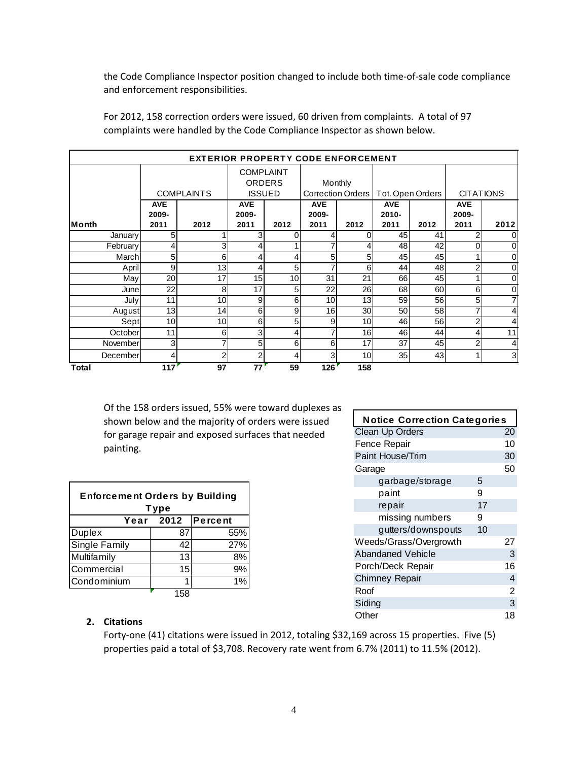the Code Compliance Inspector position changed to include both time-of-sale code compliance and enforcement responsibilities.

For 2012, 158 correction orders were issued, 60 driven from complaints. A total of 97 complaints were handled by the Code Compliance Inspector as shown below.

| EXTERIOR PROPERTY CODE ENFORCEMENT | | | | | | | | | | |
|---|---|---|---|---|---|---|---|---|---|---|
| | COMPLAINTS | | COMPLAINT ORDERS ISSUED | | Monthly Correction Orders | | Tot. Open Orders | | CITATIONS | |
| Month | AVE 2009-2011 | 2012 | AVE 2009-2011 | 2012 | AVE 2009-2011 | 2012 | AVE 2010-2011 | 2012 | AVE 2009-2011 | 2012 |
| January | 5 | 1 | 3 | 0 | 4 | 0 | 45 | 41 | 2 | 0 |
| February | 4 | 3 | 4 | 1 | 7 | 4 | 48 | 42 | 0 | 0 |
| March | 5 | 6 | 4 | 4 | 5 | 5 | 45 | 45 | 1 | 0 |
| April | 9 | 13 | 4 | 5 | 7 | 6 | 44 | 48 | 2 | 0 |
| May | 20 | 17 | 15 | 10 | 31 | 21 | 66 | 45 | 1 | 0 |
| June | 22 | 8 | 17 | 5 | 22 | 26 | 68 | 60 | 6 | 0 |
| July | 11 | 10 | 9 | 6 | 10 | 13 | 59 | 56 | 5 | 7 |
| August | 13 | 14 | 6 | 9 | 16 | 30 | 50 | 58 | 7 | 4 |
| Sept | 10 | 10 | 6 | 5 | 9 | 10 | 46 | 56 | 2 | 4 |
| October | 11 | 6 | 3 | 4 | 7 | 16 | 46 | 44 | 4 | 11 |
| November | 3 | 7 | 5 | 6 | 6 | 17 | 37 | 45 | 2 | 4 |
| December | 4 | 2 | 2 | 4 | 3 | 10 | 35 | 43 | 1 | 3 |
| **Total** | **117** | **97** | **77** | **59** | **126** | **158** | | | | |

Of the 158 orders issued, 55% were toward duplexes as shown below and the majority of orders were issued for garage repair and exposed surfaces that needed painting.

| Enforcement Orders by Building Type | | |
|---|---|---|
| Year | 2012 | Percent |
| Duplex | 87 | 55% |
| Single Family | 42 | 27% |
| Multifamily | 13 | 8% |
| Commercial | 15 | 9% |
| Condominium | 1 | 1% |
| | 158 | |

| Notice Correction Categories | | |
|---|---|---|
| Clean Up Orders | | 20 |
| Fence Repair | | 10 |
| Paint House/Trim | | 30 |
| Garage | | 50 |
| garbage/storage | 5 | |
| paint | 9 | |
| repair | 17 | |
| missing numbers | 9 | |
| gutters/downspouts | 10 | |
| Weeds/Grass/Overgrowth | | 27 |
| Abandaned Vehicle | | 3 |
| Porch/Deck Repair | | 16 |
| Chimney Repair | | 4 |
| Roof | | 2 |
| Siding | | 3 |
| Other | | 18 |

**2. Citations**

Forty-one (41) citations were issued in 2012, totaling $32,169 across 15 properties. Five (5) properties paid a total of $3,708. Recovery rate went from 6.7% (2011) to 11.5% (2012).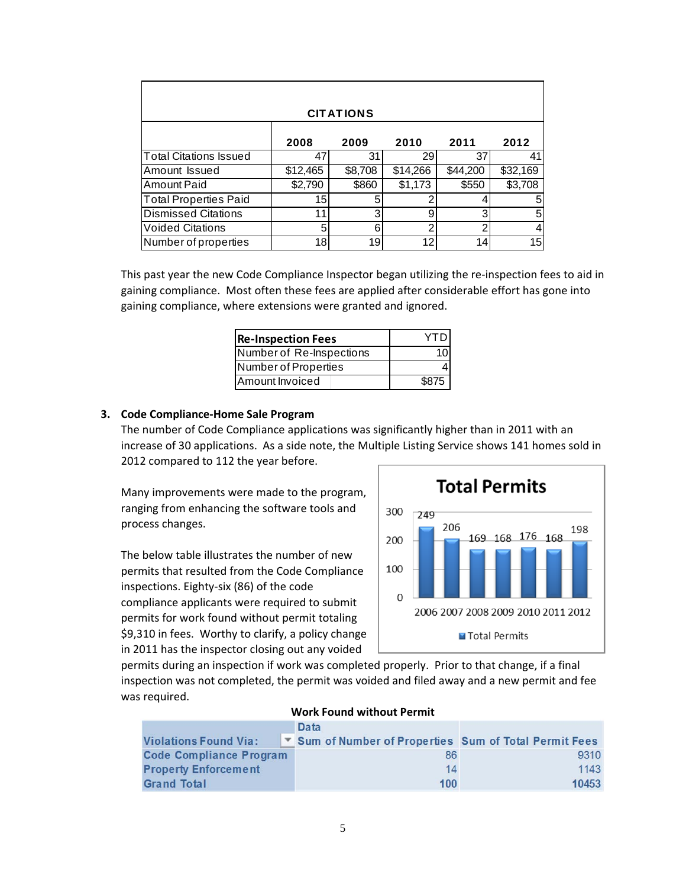| CITATIONS | | | | | |
|---|---|---|---|---|---|
| | 2008 | 2009 | 2010 | 2011 | 2012 |
| Total Citations Issued | 47 | 31 | 29 | 37 | 41 |
| Amount Issued | $12,465 | $8,708 | $14,266 | $44,200 | $32,169 |
| Amount Paid | $2,790 | $860 | $1,173 | $550 | $3,708 |
| Total Properties Paid | 15 | 5 | 2 | 4 | 5 |
| Dismissed Citations | 11 | 3 | 9 | 3 | 5 |
| Voided Citations | 5 | 6 | 2 | 2 | 4 |
| Number of properties | 18 | 19 | 12 | 14 | 15 |

This past year the new Code Compliance Inspector began utilizing the re-inspection fees to aid in gaining compliance. Most often these fees are applied after considerable effort has gone into gaining compliance, where extensions were granted and ignored.

| Re-Inspection Fees | YTD |
|---|---|
| Number of Re-Inspections | 10 |
| Number of Properties | 4 |
| Amount Invoiced | $875 |

**3. Code Compliance-Home Sale Program**

The number of Code Compliance applications was significantly higher than in 2011 with an increase of 30 applications. As a side note, the Multiple Listing Service shows 141 homes sold in 2012 compared to 112 the year before.

Many improvements were made to the program, ranging from enhancing the software tools and process changes.

**Total Permits**

| | 2006 | 2007 | 2008 | 2009 | 2010 | 2011 | 2012 |
|---|---|---|---|---|---|---|---|
| Total Permits | 249 | 206 | 169 | 168 | 176 | 168 | 198 |

The below table illustrates the number of new permits that resulted from the Code Compliance inspections. Eighty-six (86) of the code compliance applicants were required to submit permits for work found without permit totaling $9,310 in fees. Worthy to clarify, a policy change in 2011 has the inspector closing out any voided permits during an inspection if work was completed properly. Prior to that change, if a final inspection was not completed, the permit was voided and filed away and a new permit and fee was required.

**Work Found without Permit**

| | Data | |
|---|---|---|
| Violations Found Via: | Sum of Number of Properties | Sum of Total Permit Fees |
| Code Compliance Program | 86 | 9310 |
| Property Enforcement | 14 | 1143 |
| Grand Total | 100 | 10453 |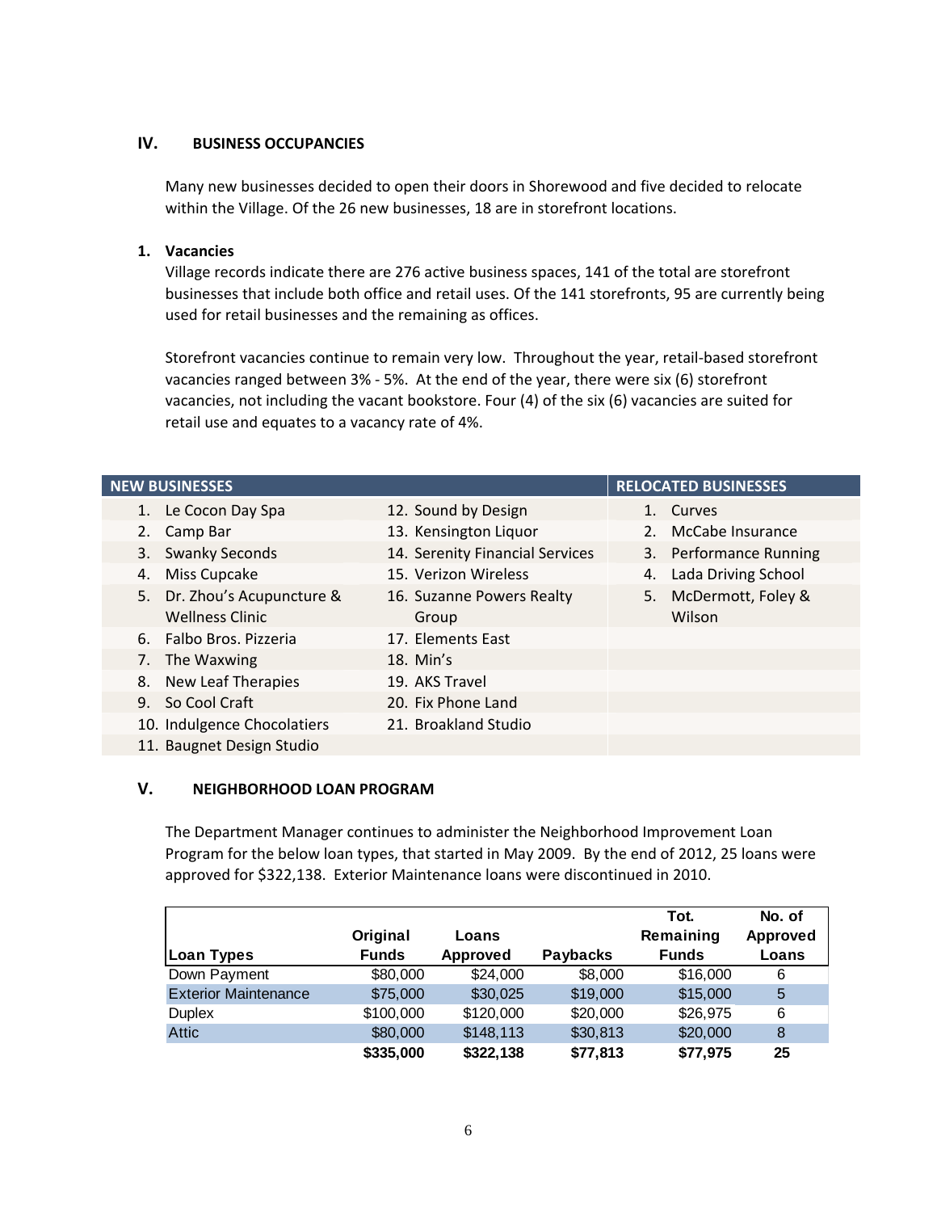## IV. BUSINESS OCCUPANCIES

Many new businesses decided to open their doors in Shorewood and five decided to relocate within the Village. Of the 26 new businesses, 18 are in storefront locations.

### 1. Vacancies

Village records indicate there are 276 active business spaces, 141 of the total are storefront businesses that include both office and retail uses. Of the 141 storefronts, 95 are currently being used for retail businesses and the remaining as offices.

Storefront vacancies continue to remain very low. Throughout the year, retail-based storefront vacancies ranged between 3% - 5%. At the end of the year, there were six (6) storefront vacancies, not including the vacant bookstore. Four (4) of the six (6) vacancies are suited for retail use and equates to a vacancy rate of 4%.

| NEW BUSINESSES | | RELOCATED BUSINESSES |
|---|---|---|
| 1. Le Cocon Day Spa | 12. Sound by Design | 1. Curves |
| 2. Camp Bar | 13. Kensington Liquor | 2. McCabe Insurance |
| 3. Swanky Seconds | 14. Serenity Financial Services | 3. Performance Running |
| 4. Miss Cupcake | 15. Verizon Wireless | 4. Lada Driving School |
| 5. Dr. Zhou's Acupuncture & Wellness Clinic | 16. Suzanne Powers Realty Group | 5. McDermott, Foley & Wilson |
| 6. Falbo Bros. Pizzeria | 17. Elements East | |
| 7. The Waxwing | 18. Min's | |
| 8. New Leaf Therapies | 19. AKS Travel | |
| 9. So Cool Craft | 20. Fix Phone Land | |
| 10. Indulgence Chocolatiers | 21. Broakland Studio | |
| 11. Baugnet Design Studio | | |

## V. NEIGHBORHOOD LOAN PROGRAM

The Department Manager continues to administer the Neighborhood Improvement Loan Program for the below loan types, that started in May 2009. By the end of 2012, 25 loans were approved for $322,138. Exterior Maintenance loans were discontinued in 2010.

| Loan Types | Original Funds | Loans Approved | Paybacks | Tot. Remaining Funds | No. of Approved Loans |
|---|---|---|---|---|---|
| Down Payment | $80,000 | $24,000 | $8,000 | $16,000 | 6 |
| Exterior Maintenance | $75,000 | $30,025 | $19,000 | $15,000 | 5 |
| Duplex | $100,000 | $120,000 | $20,000 | $26,975 | 6 |
| Attic | $80,000 | $148,113 | $30,813 | $20,000 | 8 |
| | **$335,000** | **$322,138** | **$77,813** | **$77,975** | **25** |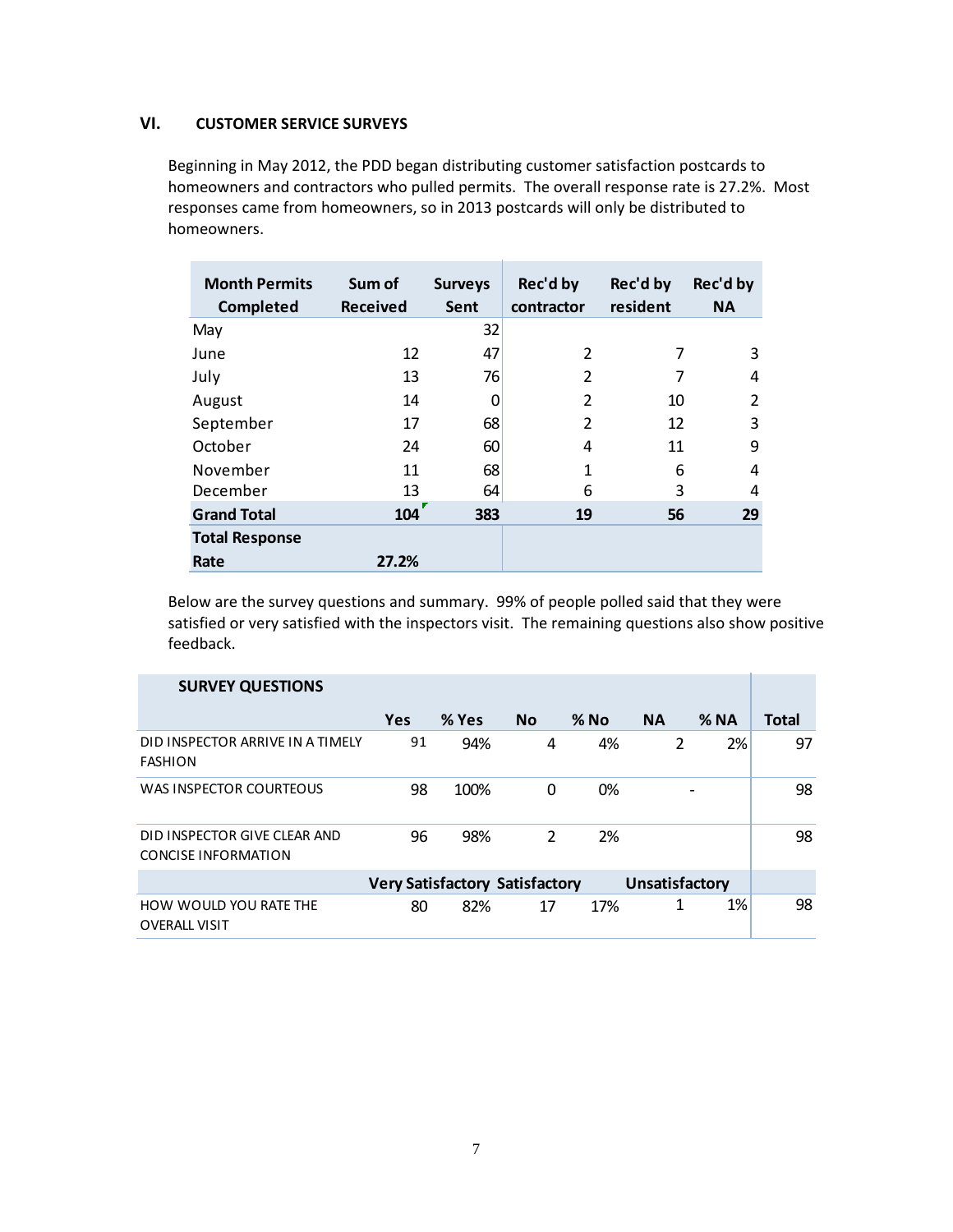## VI. CUSTOMER SERVICE SURVEYS

Beginning in May 2012, the PDD began distributing customer satisfaction postcards to homeowners and contractors who pulled permits. The overall response rate is 27.2%. Most responses came from homeowners, so in 2013 postcards will only be distributed to homeowners.

| Month Permits Completed | Sum of Received | Surveys Sent | Rec'd by contractor | Rec'd by resident | Rec'd by NA |
|---|---|---|---|---|---|
| May | | 32 | | | |
| June | 12 | 47 | 2 | 7 | 3 |
| July | 13 | 76 | 2 | 7 | 4 |
| August | 14 | 0 | 2 | 10 | 2 |
| September | 17 | 68 | 2 | 12 | 3 |
| October | 24 | 60 | 4 | 11 | 9 |
| November | 11 | 68 | 1 | 6 | 4 |
| December | 13 | 64 | 6 | 3 | 4 |
| **Grand Total** | **104** | **383** | **19** | **56** | **29** |
| **Total Response Rate** | **27.2%** | | | | |

Below are the survey questions and summary. 99% of people polled said that they were satisfied or very satisfied with the inspectors visit. The remaining questions also show positive feedback.

| SURVEY QUESTIONS | Yes | % Yes | No | % No | NA | % NA | Total |
|---|---|---|---|---|---|---|---|
| DID INSPECTOR ARRIVE IN A TIMELY FASHION | 91 | 94% | 4 | 4% | 2 | 2% | 97 |
| WAS INSPECTOR COURTEOUS | 98 | 100% | 0 | 0% | - | | 98 |
| DID INSPECTOR GIVE CLEAR AND CONCISE INFORMATION | 96 | 98% | 2 | 2% | | | 98 |
| | **Very Satisfactory** | | **Satisfactory** | | **Unsatisfactory** | | |
| HOW WOULD YOU RATE THE OVERALL VISIT | 80 | 82% | 17 | 17% | 1 | 1% | 98 |